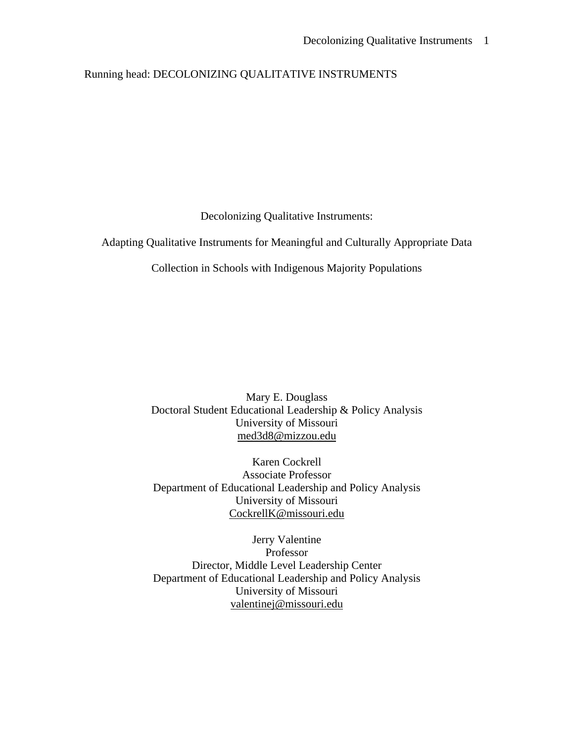Running head: DECOLONIZING QUALITATIVE INSTRUMENTS

# Decolonizing Qualitative Instruments:

## Adapting Qualitative Instruments for Meaningful and Culturally Appropriate Data Collection in Schools with Indigenous Majority Populations

Mary E. Douglass
Doctoral Student Educational Leadership & Policy Analysis
University of Missouri
med3d8@mizzou.edu

Karen Cockrell
Associate Professor
Department of Educational Leadership and Policy Analysis
University of Missouri
CockrellK@missouri.edu

Jerry Valentine
Professor
Director, Middle Level Leadership Center
Department of Educational Leadership and Policy Analysis
University of Missouri
valentinej@missouri.edu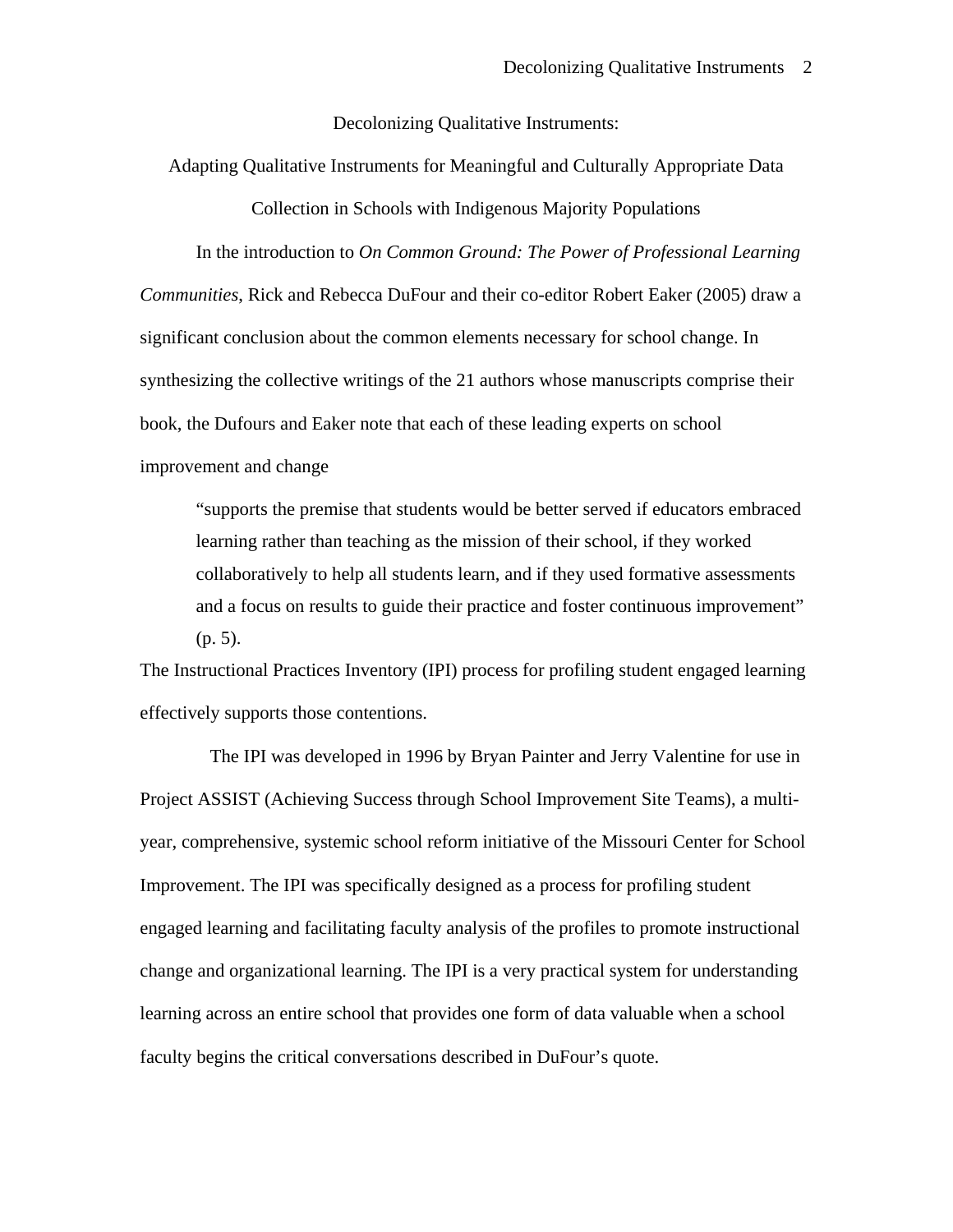# Decolonizing Qualitative Instruments:

## Adapting Qualitative Instruments for Meaningful and Culturally Appropriate Data Collection in Schools with Indigenous Majority Populations

In the introduction to *On Common Ground: The Power of Professional Learning Communities*, Rick and Rebecca DuFour and their co-editor Robert Eaker (2005) draw a significant conclusion about the common elements necessary for school change. In synthesizing the collective writings of the 21 authors whose manuscripts comprise their book, the Dufours and Eaker note that each of these leading experts on school improvement and change

> "supports the premise that students would be better served if educators embraced learning rather than teaching as the mission of their school, if they worked collaboratively to help all students learn, and if they used formative assessments and a focus on results to guide their practice and foster continuous improvement" (p. 5).

The Instructional Practices Inventory (IPI) process for profiling student engaged learning effectively supports those contentions.

The IPI was developed in 1996 by Bryan Painter and Jerry Valentine for use in Project ASSIST (Achieving Success through School Improvement Site Teams), a multi-year, comprehensive, systemic school reform initiative of the Missouri Center for School Improvement. The IPI was specifically designed as a process for profiling student engaged learning and facilitating faculty analysis of the profiles to promote instructional change and organizational learning. The IPI is a very practical system for understanding learning across an entire school that provides one form of data valuable when a school faculty begins the critical conversations described in DuFour's quote.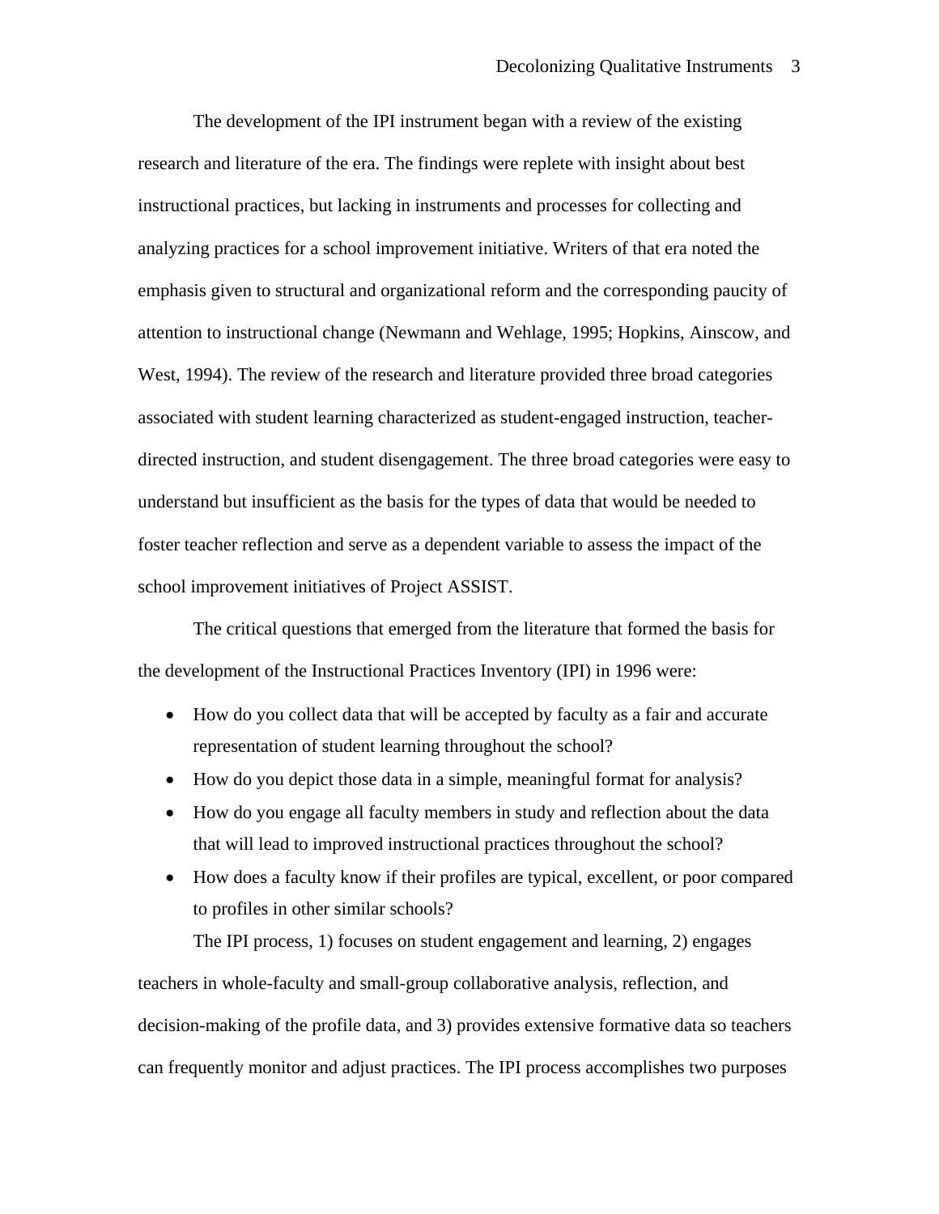The development of the IPI instrument began with a review of the existing research and literature of the era. The findings were replete with insight about best instructional practices, but lacking in instruments and processes for collecting and analyzing practices for a school improvement initiative. Writers of that era noted the emphasis given to structural and organizational reform and the corresponding paucity of attention to instructional change (Newmann and Wehlage, 1995; Hopkins, Ainscow, and West, 1994). The review of the research and literature provided three broad categories associated with student learning characterized as student-engaged instruction, teacher-directed instruction, and student disengagement. The three broad categories were easy to understand but insufficient as the basis for the types of data that would be needed to foster teacher reflection and serve as a dependent variable to assess the impact of the school improvement initiatives of Project ASSIST.

The critical questions that emerged from the literature that formed the basis for the development of the Instructional Practices Inventory (IPI) in 1996 were:

- How do you collect data that will be accepted by faculty as a fair and accurate representation of student learning throughout the school?
- How do you depict those data in a simple, meaningful format for analysis?
- How do you engage all faculty members in study and reflection about the data that will lead to improved instructional practices throughout the school?
- How does a faculty know if their profiles are typical, excellent, or poor compared to profiles in other similar schools?

The IPI process, 1) focuses on student engagement and learning, 2) engages teachers in whole-faculty and small-group collaborative analysis, reflection, and decision-making of the profile data, and 3) provides extensive formative data so teachers can frequently monitor and adjust practices. The IPI process accomplishes two purposes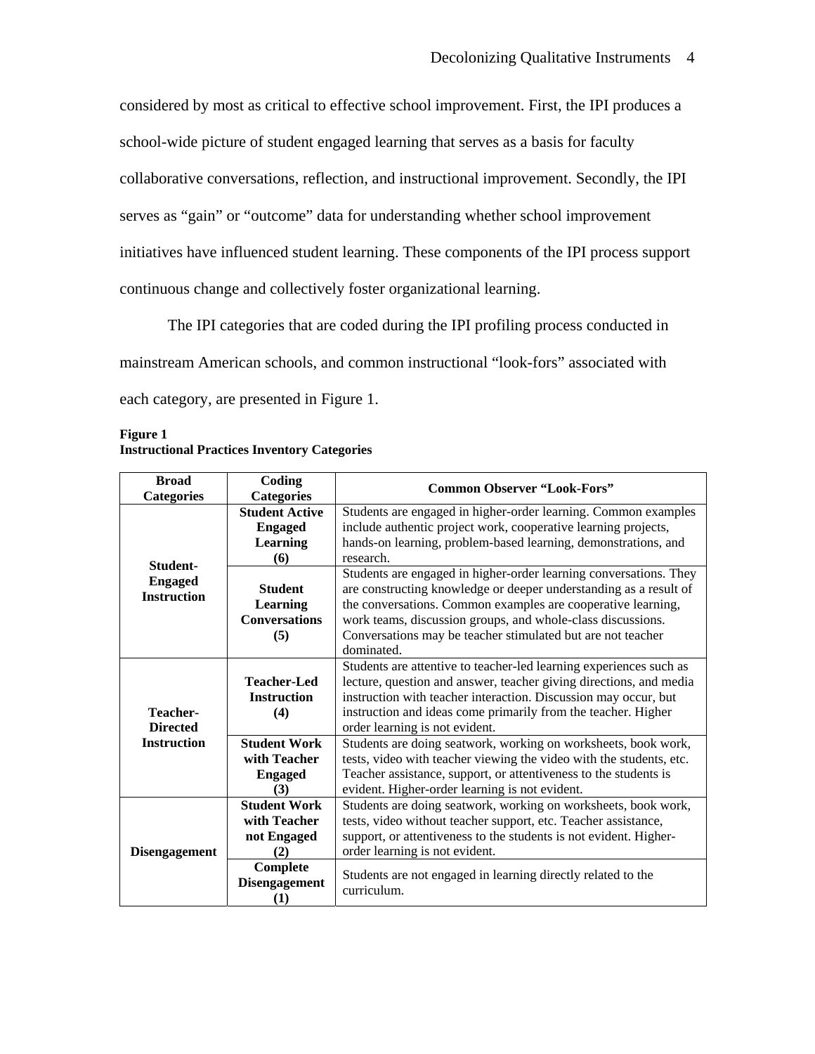considered by most as critical to effective school improvement. First, the IPI produces a school-wide picture of student engaged learning that serves as a basis for faculty collaborative conversations, reflection, and instructional improvement. Secondly, the IPI serves as "gain" or "outcome" data for understanding whether school improvement initiatives have influenced student learning. These components of the IPI process support continuous change and collectively foster organizational learning.

The IPI categories that are coded during the IPI profiling process conducted in mainstream American schools, and common instructional "look-fors" associated with each category, are presented in Figure 1.

**Figure 1**
**Instructional Practices Inventory Categories**

| Broad Categories | Coding Categories | Common Observer "Look-Fors" |
|---|---|---|
| **Student-Engaged Instruction** | **Student Active Engaged Learning (6)** | Students are engaged in higher-order learning. Common examples include authentic project work, cooperative learning projects, hands-on learning, problem-based learning, demonstrations, and research. |
| | **Student Learning Conversations (5)** | Students are engaged in higher-order learning conversations. They are constructing knowledge or deeper understanding as a result of the conversations. Common examples are cooperative learning, work teams, discussion groups, and whole-class discussions. Conversations may be teacher stimulated but are not teacher dominated. |
| **Teacher-Directed Instruction** | **Teacher-Led Instruction (4)** | Students are attentive to teacher-led learning experiences such as lecture, question and answer, teacher giving directions, and media instruction with teacher interaction. Discussion may occur, but instruction and ideas come primarily from the teacher. Higher order learning is not evident. |
| | **Student Work with Teacher Engaged (3)** | Students are doing seatwork, working on worksheets, book work, tests, video with teacher viewing the video with the students, etc. Teacher assistance, support, or attentiveness to the students is evident. Higher-order learning is not evident. |
| **Disengagement** | **Student Work with Teacher not Engaged (2)** | Students are doing seatwork, working on worksheets, book work, tests, video without teacher support, etc. Teacher assistance, support, or attentiveness to the students is not evident. Higher-order learning is not evident. |
| | **Complete Disengagement (1)** | Students are not engaged in learning directly related to the curriculum. |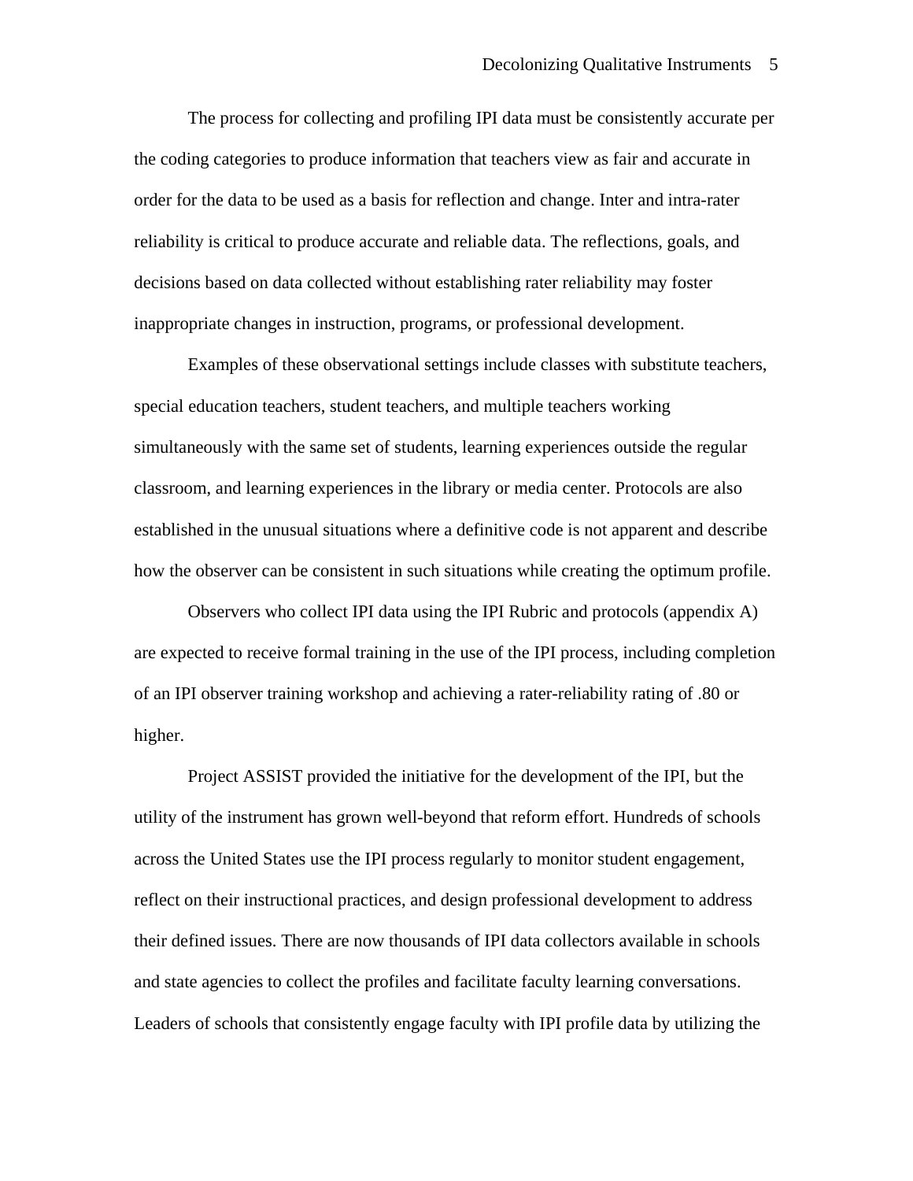The process for collecting and profiling IPI data must be consistently accurate per the coding categories to produce information that teachers view as fair and accurate in order for the data to be used as a basis for reflection and change. Inter and intra-rater reliability is critical to produce accurate and reliable data. The reflections, goals, and decisions based on data collected without establishing rater reliability may foster inappropriate changes in instruction, programs, or professional development.

Examples of these observational settings include classes with substitute teachers, special education teachers, student teachers, and multiple teachers working simultaneously with the same set of students, learning experiences outside the regular classroom, and learning experiences in the library or media center. Protocols are also established in the unusual situations where a definitive code is not apparent and describe how the observer can be consistent in such situations while creating the optimum profile.

Observers who collect IPI data using the IPI Rubric and protocols (appendix A) are expected to receive formal training in the use of the IPI process, including completion of an IPI observer training workshop and achieving a rater-reliability rating of .80 or higher.

Project ASSIST provided the initiative for the development of the IPI, but the utility of the instrument has grown well-beyond that reform effort. Hundreds of schools across the United States use the IPI process regularly to monitor student engagement, reflect on their instructional practices, and design professional development to address their defined issues. There are now thousands of IPI data collectors available in schools and state agencies to collect the profiles and facilitate faculty learning conversations. Leaders of schools that consistently engage faculty with IPI profile data by utilizing the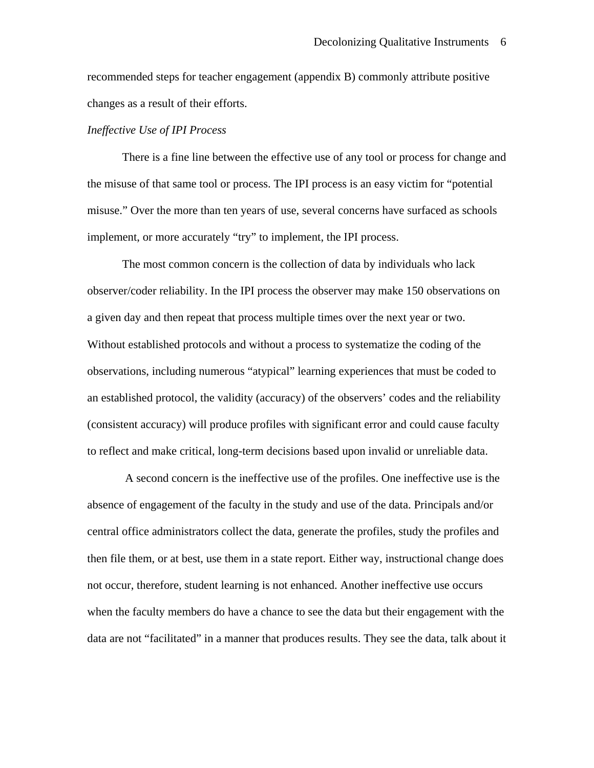recommended steps for teacher engagement (appendix B) commonly attribute positive changes as a result of their efforts.

*Ineffective Use of IPI Process*

There is a fine line between the effective use of any tool or process for change and the misuse of that same tool or process. The IPI process is an easy victim for "potential misuse." Over the more than ten years of use, several concerns have surfaced as schools implement, or more accurately "try" to implement, the IPI process.

The most common concern is the collection of data by individuals who lack observer/coder reliability. In the IPI process the observer may make 150 observations on a given day and then repeat that process multiple times over the next year or two. Without established protocols and without a process to systematize the coding of the observations, including numerous "atypical" learning experiences that must be coded to an established protocol, the validity (accuracy) of the observers' codes and the reliability (consistent accuracy) will produce profiles with significant error and could cause faculty to reflect and make critical, long-term decisions based upon invalid or unreliable data.

A second concern is the ineffective use of the profiles. One ineffective use is the absence of engagement of the faculty in the study and use of the data. Principals and/or central office administrators collect the data, generate the profiles, study the profiles and then file them, or at best, use them in a state report. Either way, instructional change does not occur, therefore, student learning is not enhanced. Another ineffective use occurs when the faculty members do have a chance to see the data but their engagement with the data are not "facilitated" in a manner that produces results. They see the data, talk about it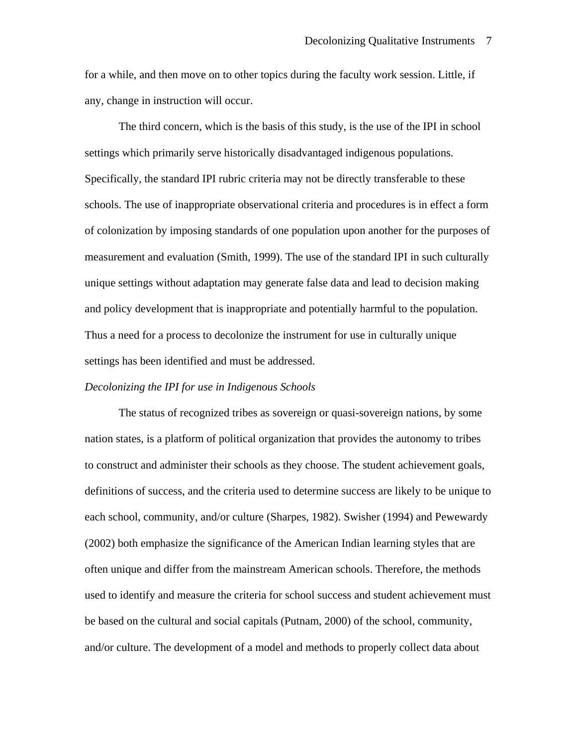for a while, and then move on to other topics during the faculty work session. Little, if any, change in instruction will occur.

The third concern, which is the basis of this study, is the use of the IPI in school settings which primarily serve historically disadvantaged indigenous populations. Specifically, the standard IPI rubric criteria may not be directly transferable to these schools. The use of inappropriate observational criteria and procedures is in effect a form of colonization by imposing standards of one population upon another for the purposes of measurement and evaluation (Smith, 1999). The use of the standard IPI in such culturally unique settings without adaptation may generate false data and lead to decision making and policy development that is inappropriate and potentially harmful to the population. Thus a need for a process to decolonize the instrument for use in culturally unique settings has been identified and must be addressed.

*Decolonizing the IPI for use in Indigenous Schools*

The status of recognized tribes as sovereign or quasi-sovereign nations, by some nation states, is a platform of political organization that provides the autonomy to tribes to construct and administer their schools as they choose. The student achievement goals, definitions of success, and the criteria used to determine success are likely to be unique to each school, community, and/or culture (Sharpes, 1982). Swisher (1994) and Pewewardy (2002) both emphasize the significance of the American Indian learning styles that are often unique and differ from the mainstream American schools. Therefore, the methods used to identify and measure the criteria for school success and student achievement must be based on the cultural and social capitals (Putnam, 2000) of the school, community, and/or culture. The development of a model and methods to properly collect data about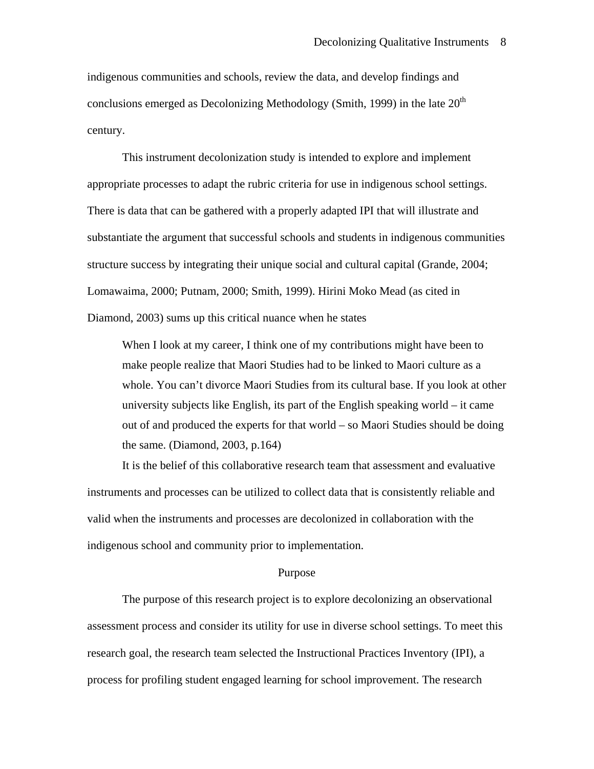indigenous communities and schools, review the data, and develop findings and conclusions emerged as Decolonizing Methodology (Smith, 1999) in the late 20th century.

This instrument decolonization study is intended to explore and implement appropriate processes to adapt the rubric criteria for use in indigenous school settings. There is data that can be gathered with a properly adapted IPI that will illustrate and substantiate the argument that successful schools and students in indigenous communities structure success by integrating their unique social and cultural capital (Grande, 2004; Lomawaima, 2000; Putnam, 2000; Smith, 1999). Hirini Moko Mead (as cited in Diamond, 2003) sums up this critical nuance when he states

> When I look at my career, I think one of my contributions might have been to make people realize that Maori Studies had to be linked to Maori culture as a whole. You can't divorce Maori Studies from its cultural base. If you look at other university subjects like English, its part of the English speaking world – it came out of and produced the experts for that world – so Maori Studies should be doing the same. (Diamond, 2003, p.164)

It is the belief of this collaborative research team that assessment and evaluative instruments and processes can be utilized to collect data that is consistently reliable and valid when the instruments and processes are decolonized in collaboration with the indigenous school and community prior to implementation.

## Purpose

The purpose of this research project is to explore decolonizing an observational assessment process and consider its utility for use in diverse school settings. To meet this research goal, the research team selected the Instructional Practices Inventory (IPI), a process for profiling student engaged learning for school improvement. The research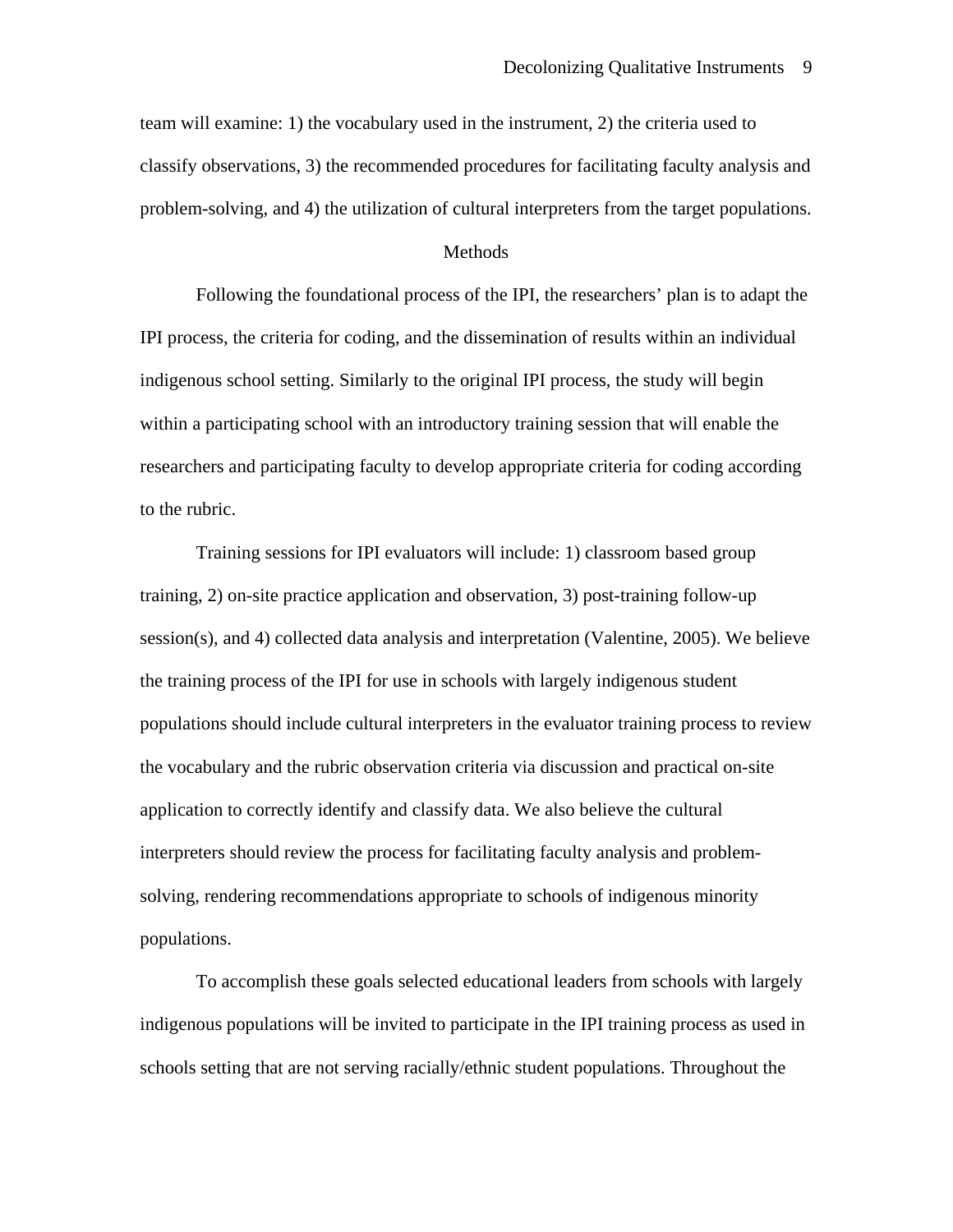team will examine: 1) the vocabulary used in the instrument, 2) the criteria used to classify observations, 3) the recommended procedures for facilitating faculty analysis and problem-solving, and 4) the utilization of cultural interpreters from the target populations.

## Methods

Following the foundational process of the IPI, the researchers' plan is to adapt the IPI process, the criteria for coding, and the dissemination of results within an individual indigenous school setting. Similarly to the original IPI process, the study will begin within a participating school with an introductory training session that will enable the researchers and participating faculty to develop appropriate criteria for coding according to the rubric.

Training sessions for IPI evaluators will include: 1) classroom based group training, 2) on-site practice application and observation, 3) post-training follow-up session(s), and 4) collected data analysis and interpretation (Valentine, 2005). We believe the training process of the IPI for use in schools with largely indigenous student populations should include cultural interpreters in the evaluator training process to review the vocabulary and the rubric observation criteria via discussion and practical on-site application to correctly identify and classify data. We also believe the cultural interpreters should review the process for facilitating faculty analysis and problem-solving, rendering recommendations appropriate to schools of indigenous minority populations.

To accomplish these goals selected educational leaders from schools with largely indigenous populations will be invited to participate in the IPI training process as used in schools setting that are not serving racially/ethnic student populations. Throughout the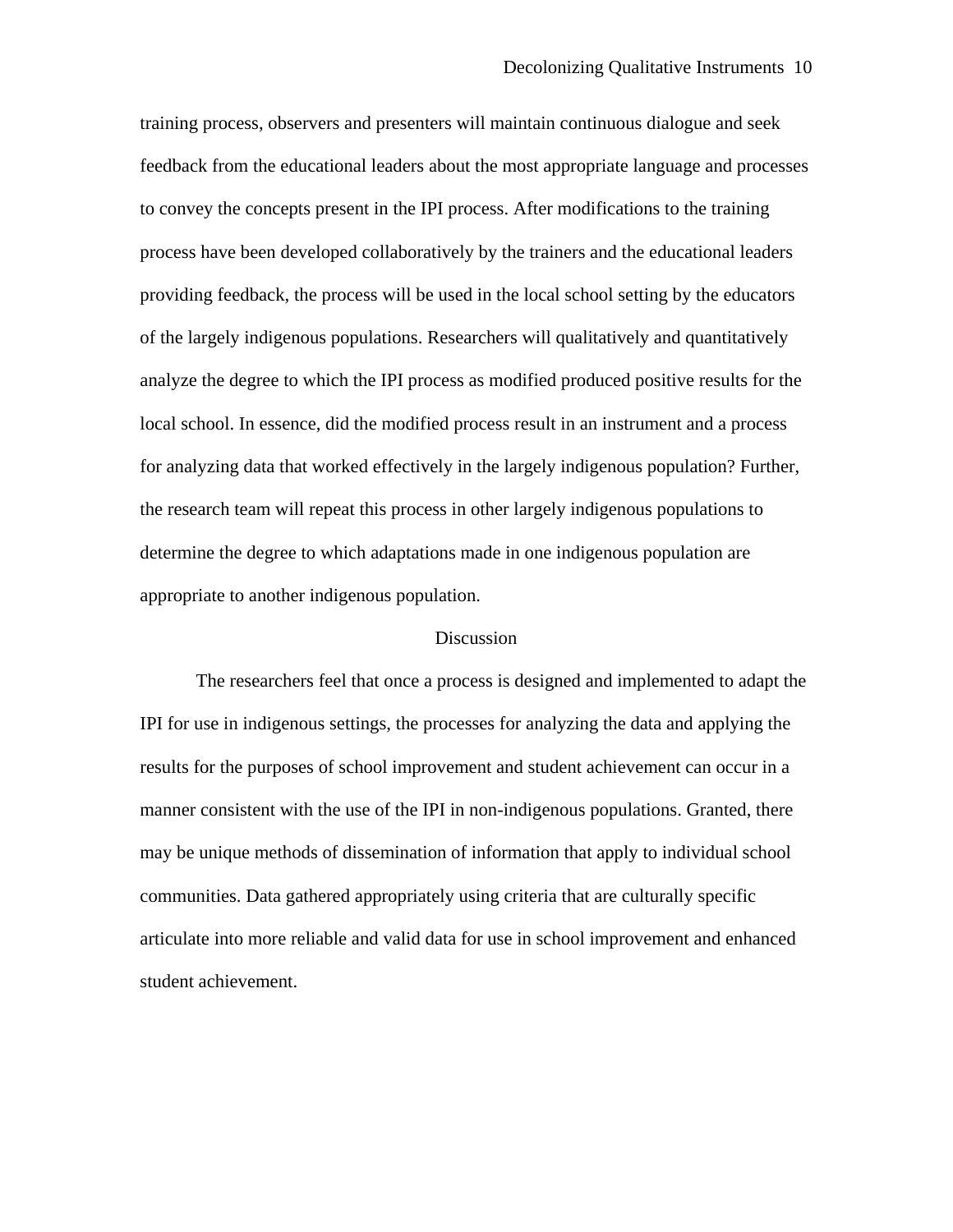training process, observers and presenters will maintain continuous dialogue and seek feedback from the educational leaders about the most appropriate language and processes to convey the concepts present in the IPI process. After modifications to the training process have been developed collaboratively by the trainers and the educational leaders providing feedback, the process will be used in the local school setting by the educators of the largely indigenous populations. Researchers will qualitatively and quantitatively analyze the degree to which the IPI process as modified produced positive results for the local school. In essence, did the modified process result in an instrument and a process for analyzing data that worked effectively in the largely indigenous population? Further, the research team will repeat this process in other largely indigenous populations to determine the degree to which adaptations made in one indigenous population are appropriate to another indigenous population.

## Discussion

The researchers feel that once a process is designed and implemented to adapt the IPI for use in indigenous settings, the processes for analyzing the data and applying the results for the purposes of school improvement and student achievement can occur in a manner consistent with the use of the IPI in non-indigenous populations. Granted, there may be unique methods of dissemination of information that apply to individual school communities. Data gathered appropriately using criteria that are culturally specific articulate into more reliable and valid data for use in school improvement and enhanced student achievement.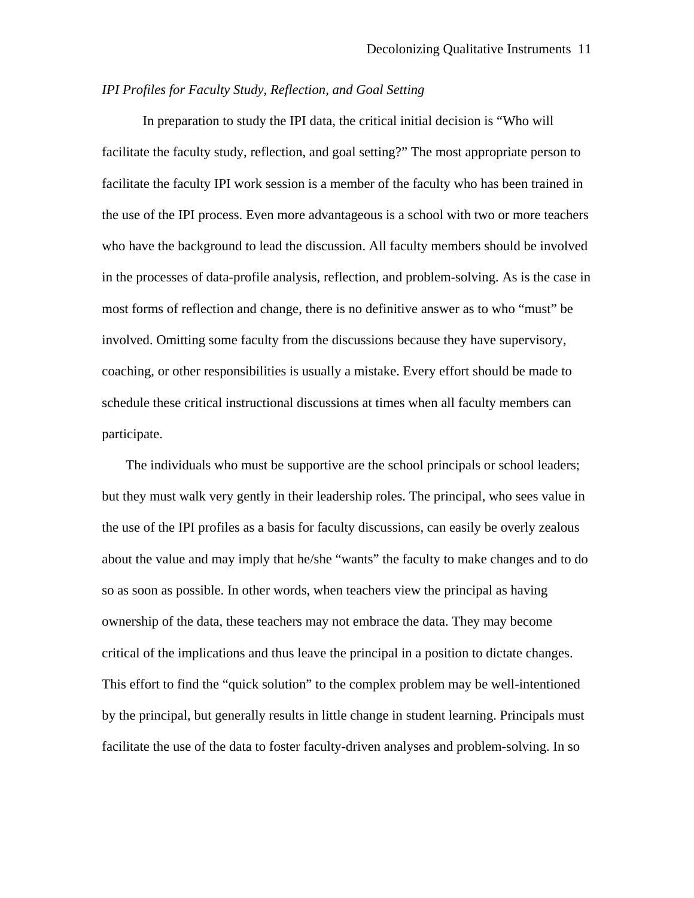*IPI Profiles for Faculty Study, Reflection, and Goal Setting*

In preparation to study the IPI data, the critical initial decision is “Who will facilitate the faculty study, reflection, and goal setting?” The most appropriate person to facilitate the faculty IPI work session is a member of the faculty who has been trained in the use of the IPI process. Even more advantageous is a school with two or more teachers who have the background to lead the discussion. All faculty members should be involved in the processes of data-profile analysis, reflection, and problem-solving. As is the case in most forms of reflection and change, there is no definitive answer as to who “must” be involved. Omitting some faculty from the discussions because they have supervisory, coaching, or other responsibilities is usually a mistake. Every effort should be made to schedule these critical instructional discussions at times when all faculty members can participate.

The individuals who must be supportive are the school principals or school leaders; but they must walk very gently in their leadership roles. The principal, who sees value in the use of the IPI profiles as a basis for faculty discussions, can easily be overly zealous about the value and may imply that he/she “wants” the faculty to make changes and to do so as soon as possible. In other words, when teachers view the principal as having ownership of the data, these teachers may not embrace the data. They may become critical of the implications and thus leave the principal in a position to dictate changes. This effort to find the “quick solution” to the complex problem may be well-intentioned by the principal, but generally results in little change in student learning. Principals must facilitate the use of the data to foster faculty-driven analyses and problem-solving. In so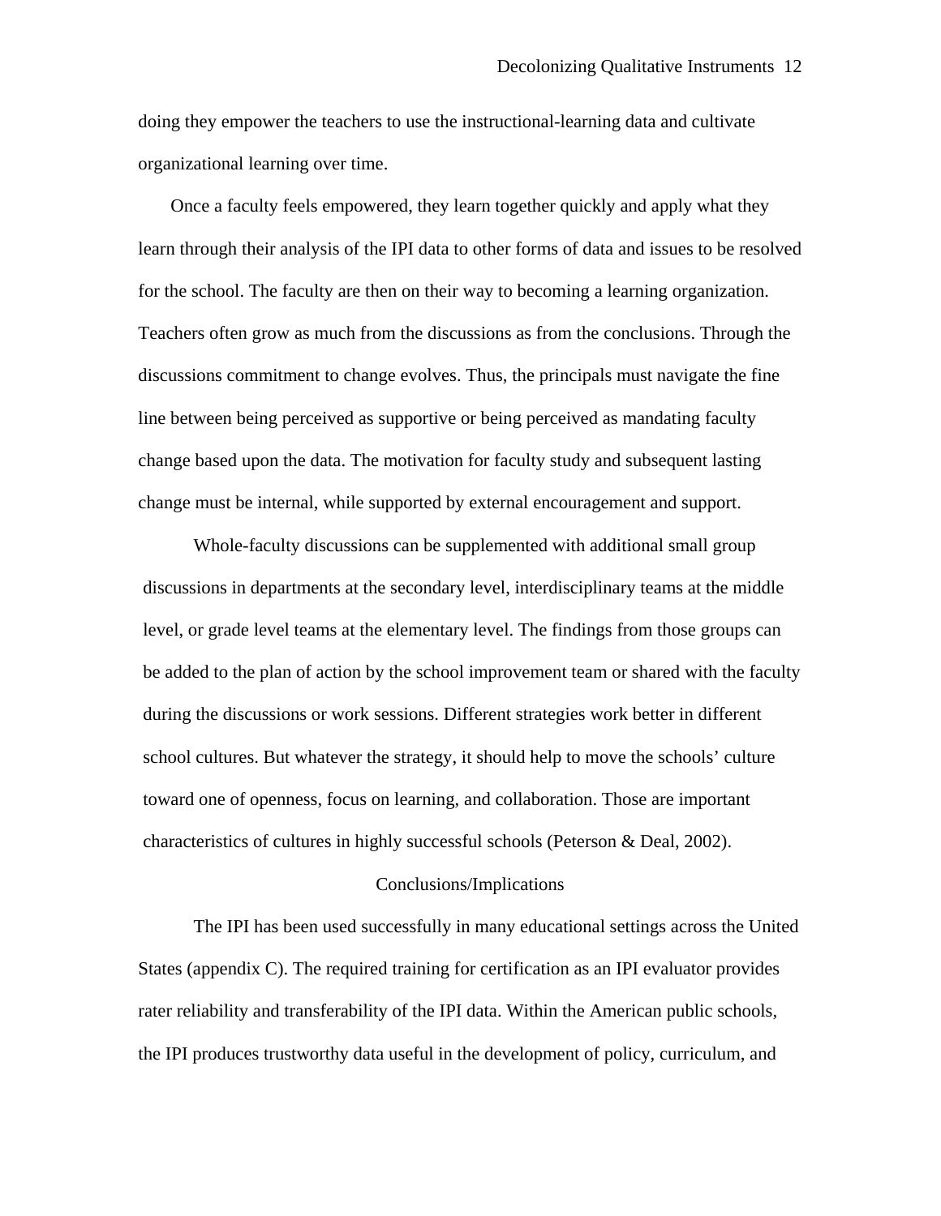doing they empower the teachers to use the instructional-learning data and cultivate organizational learning over time.

Once a faculty feels empowered, they learn together quickly and apply what they learn through their analysis of the IPI data to other forms of data and issues to be resolved for the school. The faculty are then on their way to becoming a learning organization. Teachers often grow as much from the discussions as from the conclusions. Through the discussions commitment to change evolves. Thus, the principals must navigate the fine line between being perceived as supportive or being perceived as mandating faculty change based upon the data. The motivation for faculty study and subsequent lasting change must be internal, while supported by external encouragement and support.

Whole-faculty discussions can be supplemented with additional small group discussions in departments at the secondary level, interdisciplinary teams at the middle level, or grade level teams at the elementary level. The findings from those groups can be added to the plan of action by the school improvement team or shared with the faculty during the discussions or work sessions. Different strategies work better in different school cultures. But whatever the strategy, it should help to move the schools' culture toward one of openness, focus on learning, and collaboration. Those are important characteristics of cultures in highly successful schools (Peterson & Deal, 2002).

## Conclusions/Implications

The IPI has been used successfully in many educational settings across the United States (appendix C). The required training for certification as an IPI evaluator provides rater reliability and transferability of the IPI data. Within the American public schools, the IPI produces trustworthy data useful in the development of policy, curriculum, and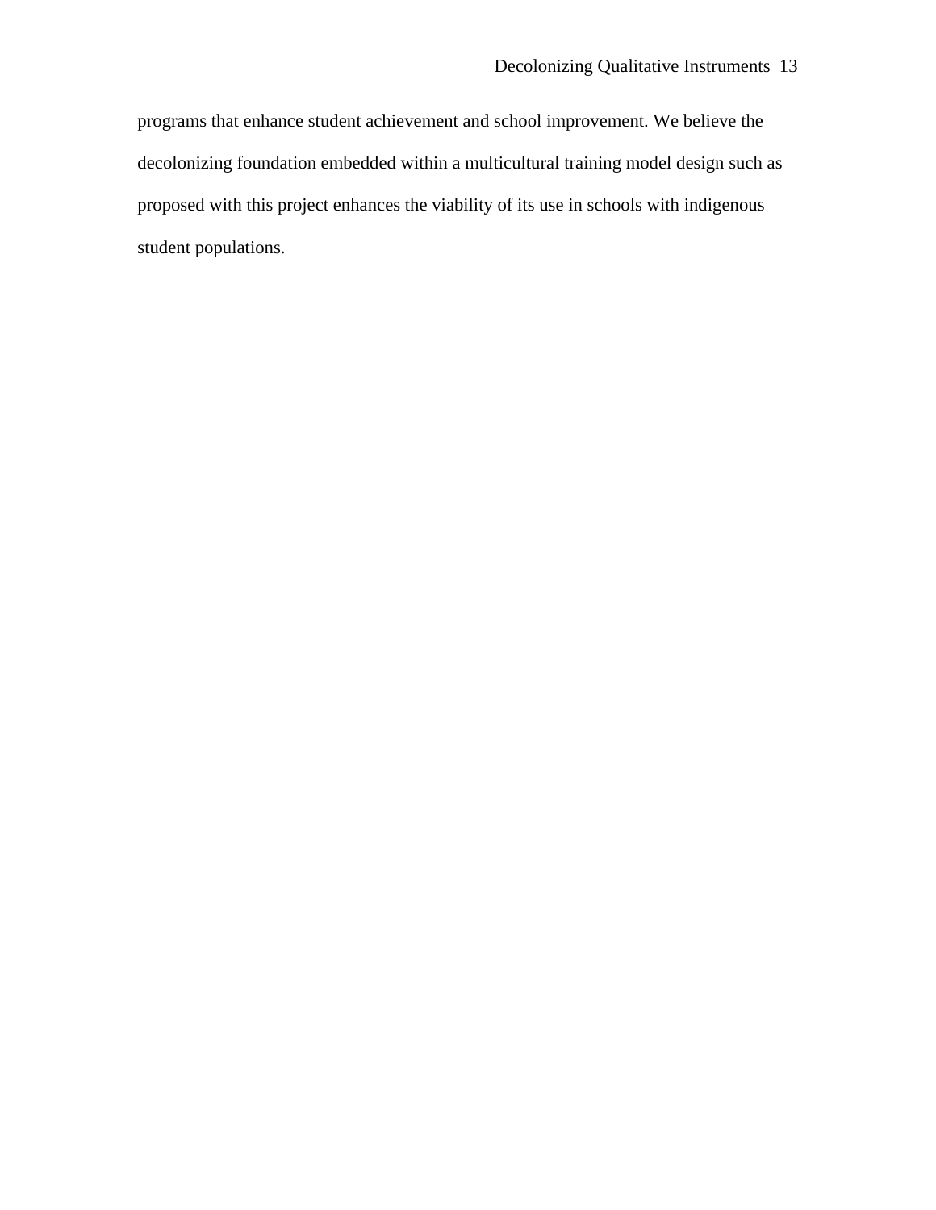programs that enhance student achievement and school improvement. We believe the decolonizing foundation embedded within a multicultural training model design such as proposed with this project enhances the viability of its use in schools with indigenous student populations.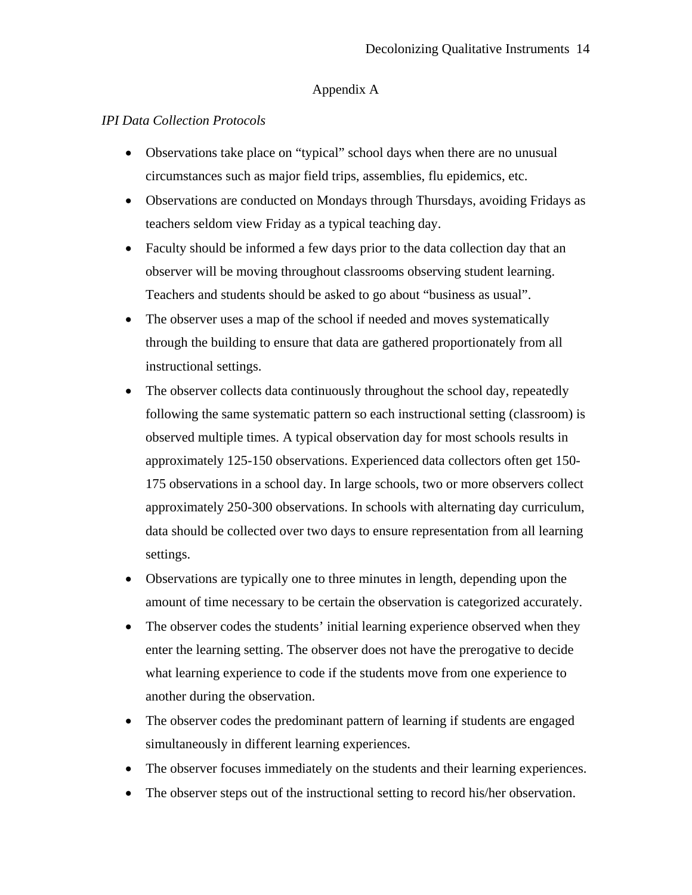# Appendix A

*IPI Data Collection Protocols*

- Observations take place on "typical" school days when there are no unusual circumstances such as major field trips, assemblies, flu epidemics, etc.
- Observations are conducted on Mondays through Thursdays, avoiding Fridays as teachers seldom view Friday as a typical teaching day.
- Faculty should be informed a few days prior to the data collection day that an observer will be moving throughout classrooms observing student learning. Teachers and students should be asked to go about "business as usual".
- The observer uses a map of the school if needed and moves systematically through the building to ensure that data are gathered proportionately from all instructional settings.
- The observer collects data continuously throughout the school day, repeatedly following the same systematic pattern so each instructional setting (classroom) is observed multiple times. A typical observation day for most schools results in approximately 125-150 observations. Experienced data collectors often get 150-175 observations in a school day. In large schools, two or more observers collect approximately 250-300 observations. In schools with alternating day curriculum, data should be collected over two days to ensure representation from all learning settings.
- Observations are typically one to three minutes in length, depending upon the amount of time necessary to be certain the observation is categorized accurately.
- The observer codes the students' initial learning experience observed when they enter the learning setting. The observer does not have the prerogative to decide what learning experience to code if the students move from one experience to another during the observation.
- The observer codes the predominant pattern of learning if students are engaged simultaneously in different learning experiences.
- The observer focuses immediately on the students and their learning experiences.
- The observer steps out of the instructional setting to record his/her observation.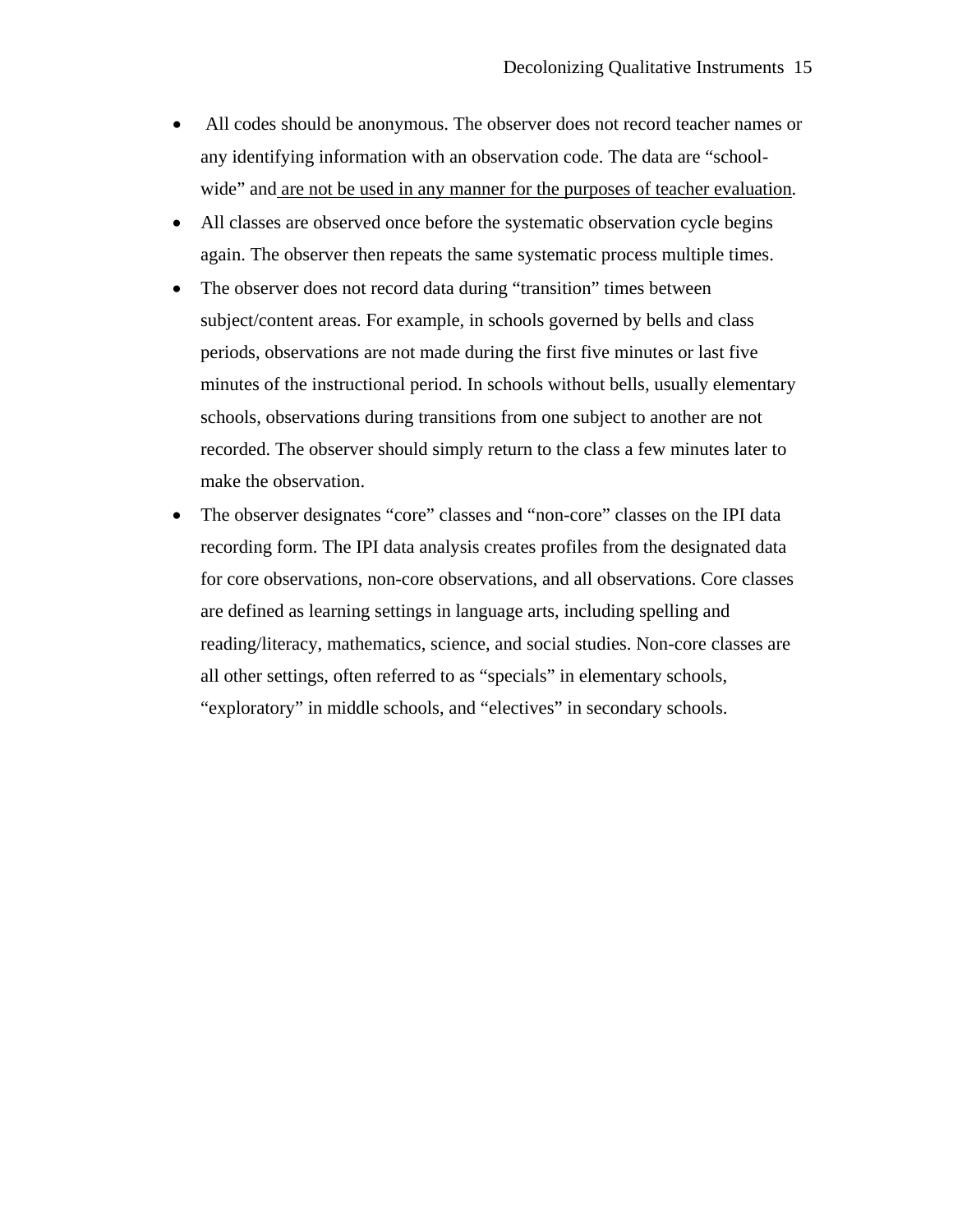- All codes should be anonymous. The observer does not record teacher names or any identifying information with an observation code. The data are "school-wide" and <u>are not be used in any manner for the purposes of teacher evaluation</u>.
- All classes are observed once before the systematic observation cycle begins again. The observer then repeats the same systematic process multiple times.
- The observer does not record data during "transition" times between subject/content areas. For example, in schools governed by bells and class periods, observations are not made during the first five minutes or last five minutes of the instructional period. In schools without bells, usually elementary schools, observations during transitions from one subject to another are not recorded. The observer should simply return to the class a few minutes later to make the observation.
- The observer designates "core" classes and "non-core" classes on the IPI data recording form. The IPI data analysis creates profiles from the designated data for core observations, non-core observations, and all observations. Core classes are defined as learning settings in language arts, including spelling and reading/literacy, mathematics, science, and social studies. Non-core classes are all other settings, often referred to as "specials" in elementary schools, "exploratory" in middle schools, and "electives" in secondary schools.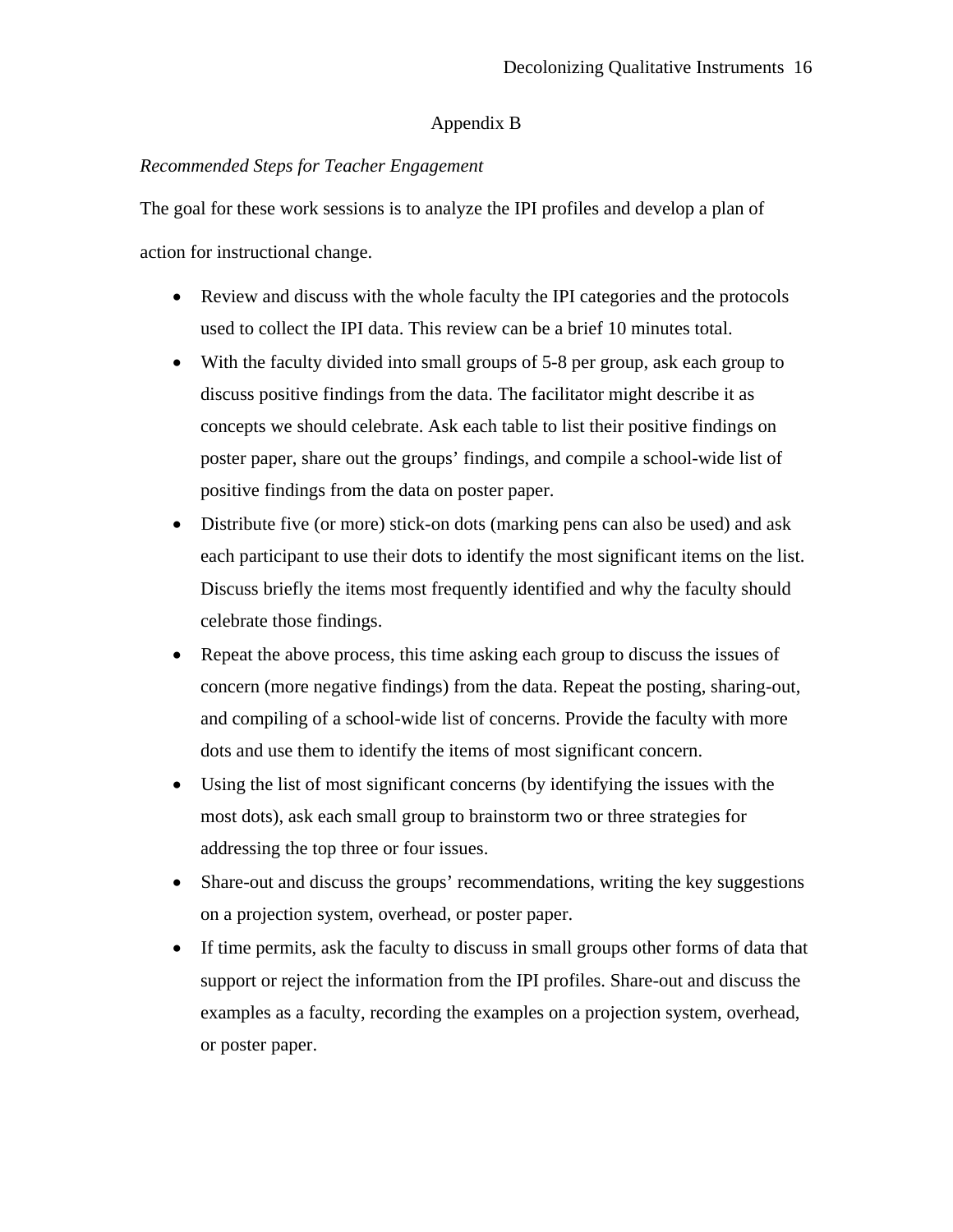# Appendix B

*Recommended Steps for Teacher Engagement*

The goal for these work sessions is to analyze the IPI profiles and develop a plan of action for instructional change.

- Review and discuss with the whole faculty the IPI categories and the protocols used to collect the IPI data. This review can be a brief 10 minutes total.
- With the faculty divided into small groups of 5-8 per group, ask each group to discuss positive findings from the data. The facilitator might describe it as concepts we should celebrate. Ask each table to list their positive findings on poster paper, share out the groups' findings, and compile a school-wide list of positive findings from the data on poster paper.
- Distribute five (or more) stick-on dots (marking pens can also be used) and ask each participant to use their dots to identify the most significant items on the list. Discuss briefly the items most frequently identified and why the faculty should celebrate those findings.
- Repeat the above process, this time asking each group to discuss the issues of concern (more negative findings) from the data. Repeat the posting, sharing-out, and compiling of a school-wide list of concerns. Provide the faculty with more dots and use them to identify the items of most significant concern.
- Using the list of most significant concerns (by identifying the issues with the most dots), ask each small group to brainstorm two or three strategies for addressing the top three or four issues.
- Share-out and discuss the groups' recommendations, writing the key suggestions on a projection system, overhead, or poster paper.
- If time permits, ask the faculty to discuss in small groups other forms of data that support or reject the information from the IPI profiles. Share-out and discuss the examples as a faculty, recording the examples on a projection system, overhead, or poster paper.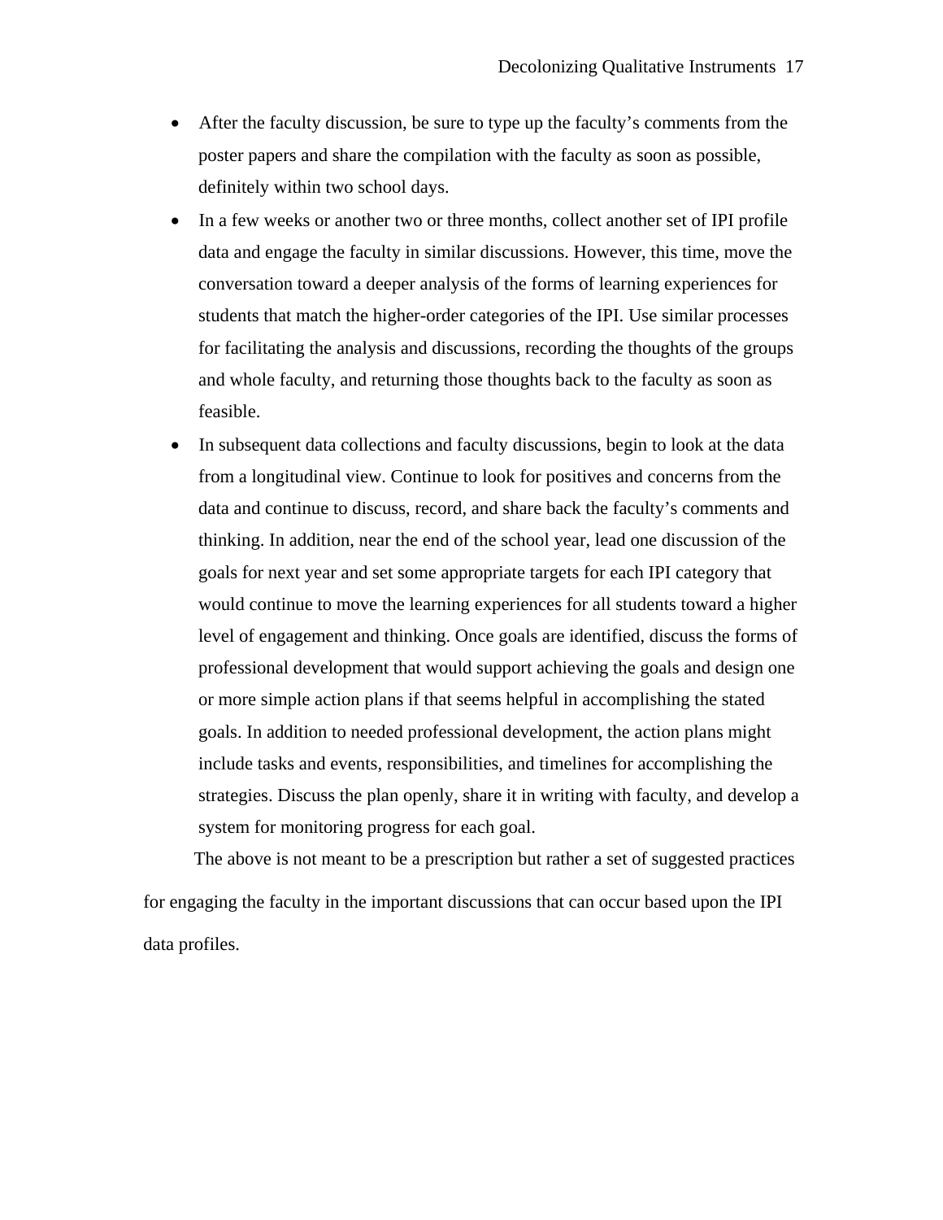- After the faculty discussion, be sure to type up the faculty's comments from the poster papers and share the compilation with the faculty as soon as possible, definitely within two school days.
- In a few weeks or another two or three months, collect another set of IPI profile data and engage the faculty in similar discussions. However, this time, move the conversation toward a deeper analysis of the forms of learning experiences for students that match the higher-order categories of the IPI. Use similar processes for facilitating the analysis and discussions, recording the thoughts of the groups and whole faculty, and returning those thoughts back to the faculty as soon as feasible.
- In subsequent data collections and faculty discussions, begin to look at the data from a longitudinal view. Continue to look for positives and concerns from the data and continue to discuss, record, and share back the faculty's comments and thinking. In addition, near the end of the school year, lead one discussion of the goals for next year and set some appropriate targets for each IPI category that would continue to move the learning experiences for all students toward a higher level of engagement and thinking. Once goals are identified, discuss the forms of professional development that would support achieving the goals and design one or more simple action plans if that seems helpful in accomplishing the stated goals. In addition to needed professional development, the action plans might include tasks and events, responsibilities, and timelines for accomplishing the strategies. Discuss the plan openly, share it in writing with faculty, and develop a system for monitoring progress for each goal.

The above is not meant to be a prescription but rather a set of suggested practices for engaging the faculty in the important discussions that can occur based upon the IPI data profiles.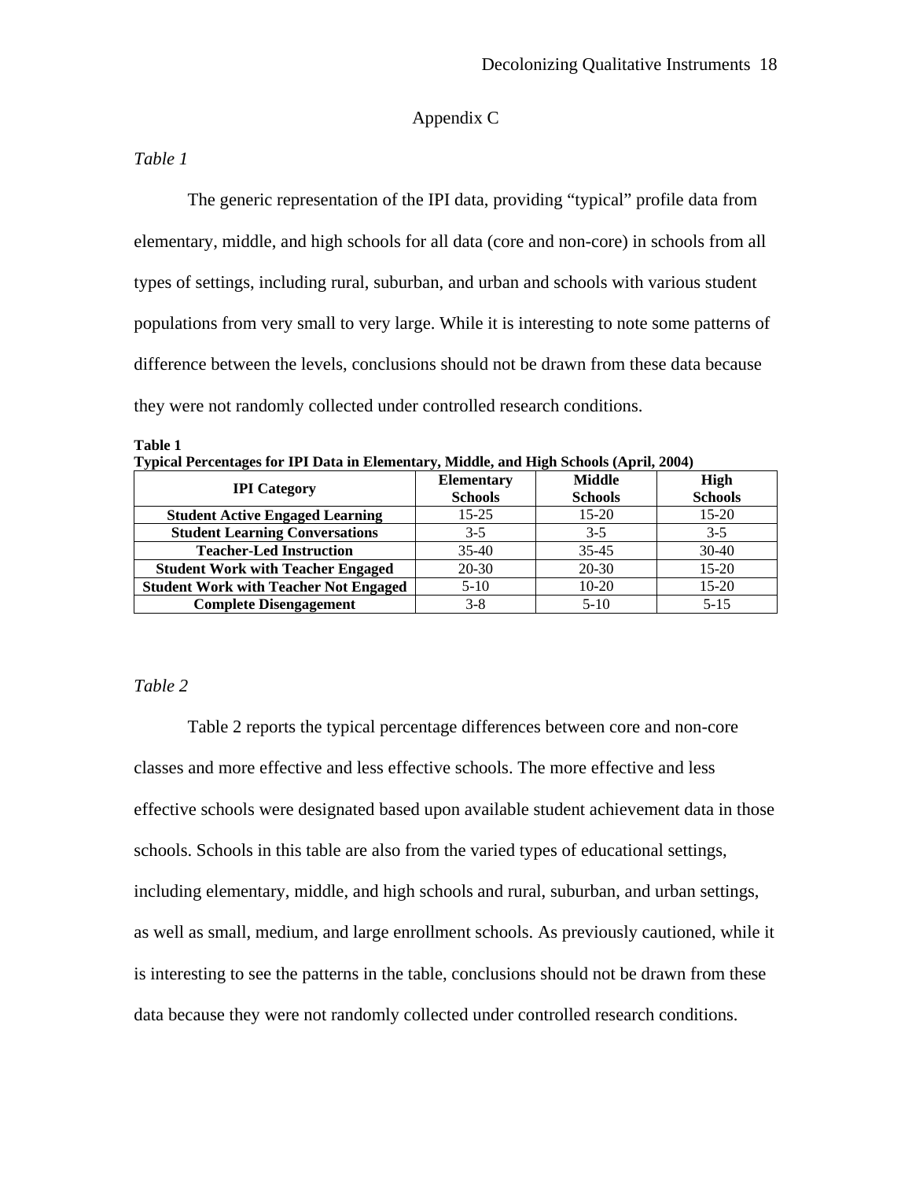## Appendix C

*Table 1*

The generic representation of the IPI data, providing “typical” profile data from elementary, middle, and high schools for all data (core and non-core) in schools from all types of settings, including rural, suburban, and urban and schools with various student populations from very small to very large. While it is interesting to note some patterns of difference between the levels, conclusions should not be drawn from these data because they were not randomly collected under controlled research conditions.

**Table 1**
**Typical Percentages for IPI Data in Elementary, Middle, and High Schools (April, 2004)**

| IPI Category | Elementary Schools | Middle Schools | High Schools |
|---|---|---|---|
| **Student Active Engaged Learning** | 15-25 | 15-20 | 15-20 |
| **Student Learning Conversations** | 3-5 | 3-5 | 3-5 |
| **Teacher-Led Instruction** | 35-40 | 35-45 | 30-40 |
| **Student Work with Teacher Engaged** | 20-30 | 20-30 | 15-20 |
| **Student Work with Teacher Not Engaged** | 5-10 | 10-20 | 15-20 |
| **Complete Disengagement** | 3-8 | 5-10 | 5-15 |

*Table 2*

Table 2 reports the typical percentage differences between core and non-core classes and more effective and less effective schools. The more effective and less effective schools were designated based upon available student achievement data in those schools. Schools in this table are also from the varied types of educational settings, including elementary, middle, and high schools and rural, suburban, and urban settings, as well as small, medium, and large enrollment schools. As previously cautioned, while it is interesting to see the patterns in the table, conclusions should not be drawn from these data because they were not randomly collected under controlled research conditions.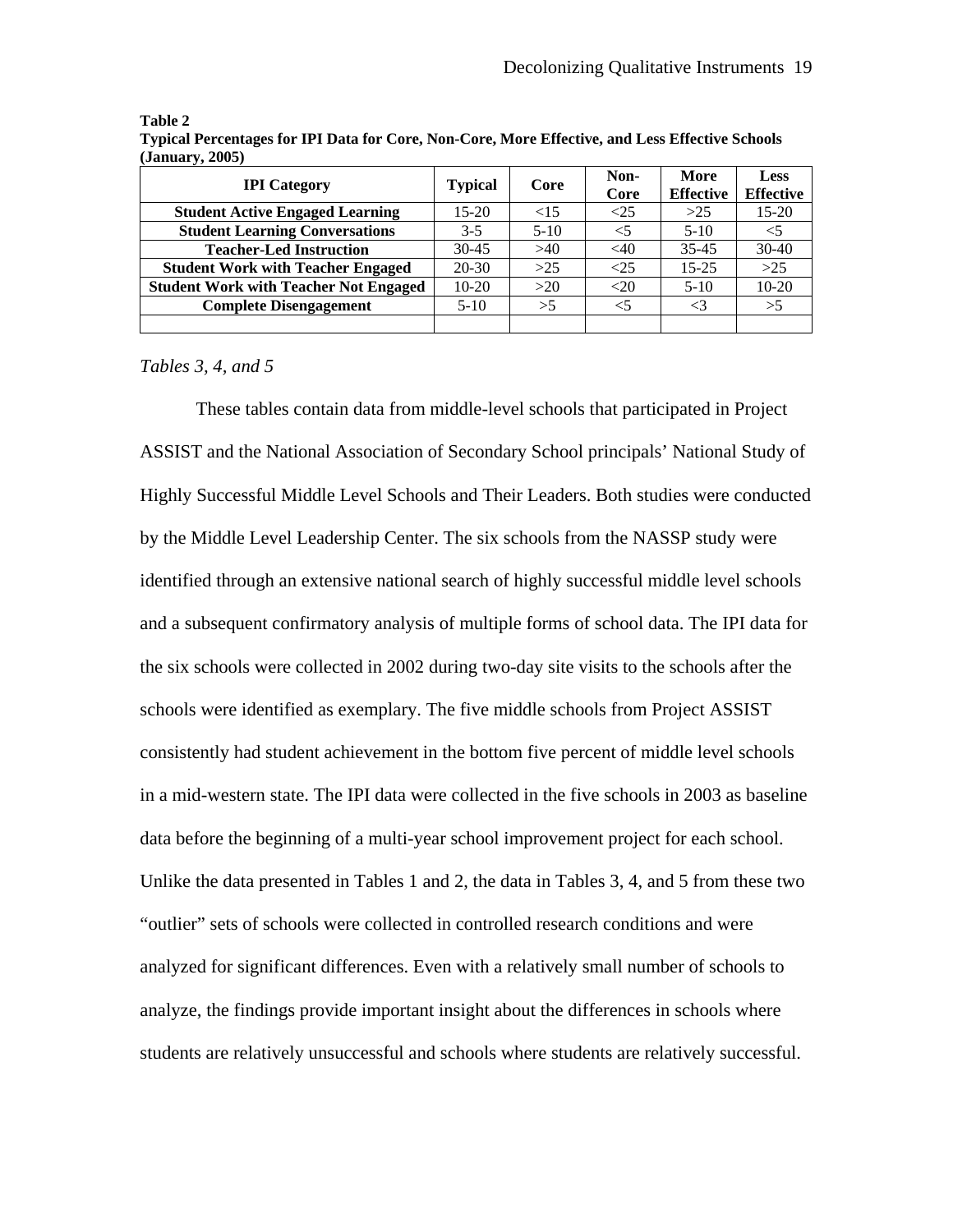**Table 2**
**Typical Percentages for IPI Data for Core, Non-Core, More Effective, and Less Effective Schools (January, 2005)**

| IPI Category | Typical | Core | Non-Core | More Effective | Less Effective |
|---|---|---|---|---|---|
| **Student Active Engaged Learning** | 15-20 | <15 | <25 | >25 | 15-20 |
| **Student Learning Conversations** | 3-5 | 5-10 | <5 | 5-10 | <5 |
| **Teacher-Led Instruction** | 30-45 | >40 | <40 | 35-45 | 30-40 |
| **Student Work with Teacher Engaged** | 20-30 | >25 | <25 | 15-25 | >25 |
| **Student Work with Teacher Not Engaged** | 10-20 | >20 | <20 | 5-10 | 10-20 |
| **Complete Disengagement** | 5-10 | >5 | <5 | <3 | >5 |
| | | | | | |

*Tables 3, 4, and 5*

These tables contain data from middle-level schools that participated in Project ASSIST and the National Association of Secondary School principals' National Study of Highly Successful Middle Level Schools and Their Leaders. Both studies were conducted by the Middle Level Leadership Center. The six schools from the NASSP study were identified through an extensive national search of highly successful middle level schools and a subsequent confirmatory analysis of multiple forms of school data. The IPI data for the six schools were collected in 2002 during two-day site visits to the schools after the schools were identified as exemplary. The five middle schools from Project ASSIST consistently had student achievement in the bottom five percent of middle level schools in a mid-western state. The IPI data were collected in the five schools in 2003 as baseline data before the beginning of a multi-year school improvement project for each school. Unlike the data presented in Tables 1 and 2, the data in Tables 3, 4, and 5 from these two "outlier" sets of schools were collected in controlled research conditions and were analyzed for significant differences. Even with a relatively small number of schools to analyze, the findings provide important insight about the differences in schools where students are relatively unsuccessful and schools where students are relatively successful.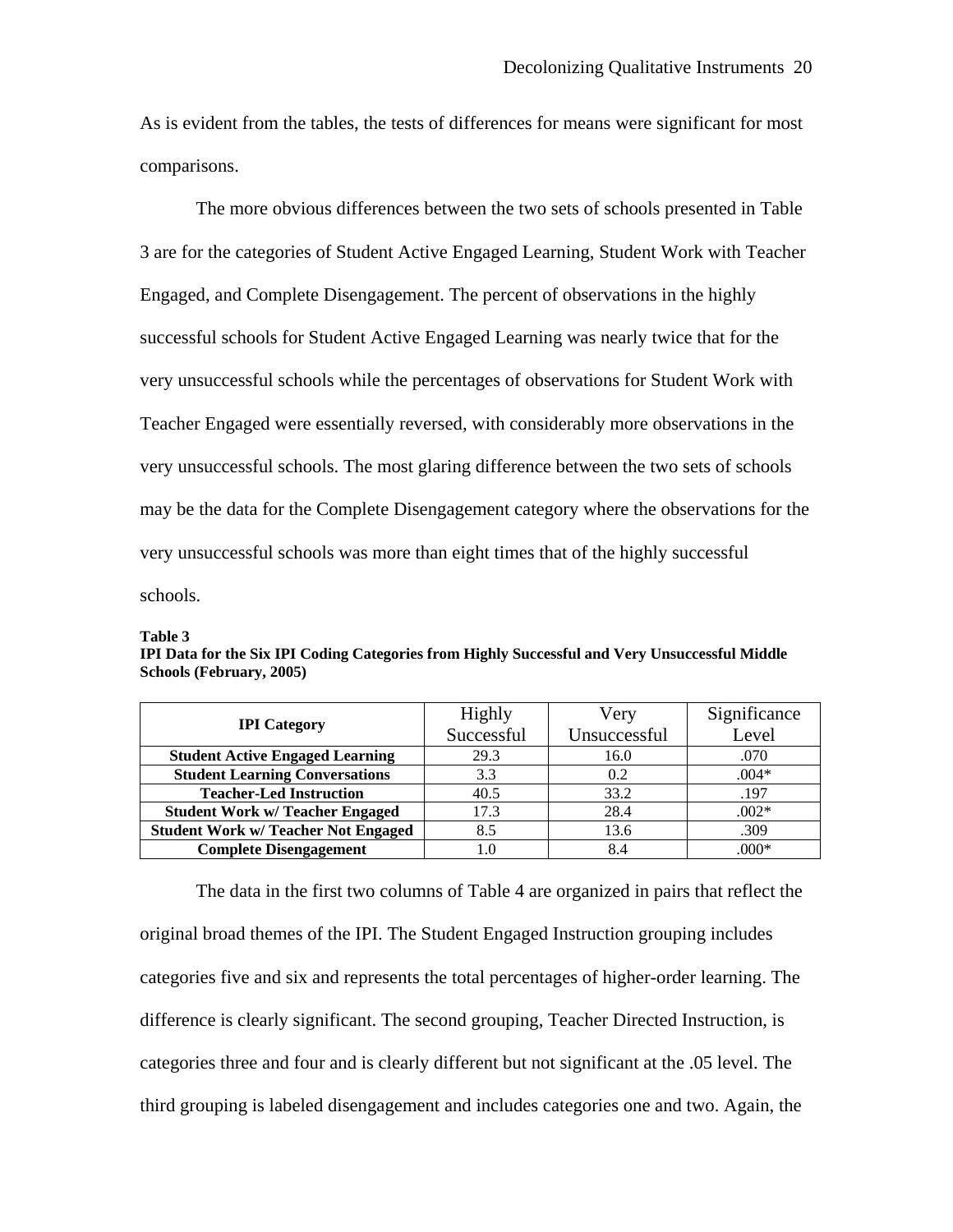As is evident from the tables, the tests of differences for means were significant for most comparisons.

The more obvious differences between the two sets of schools presented in Table 3 are for the categories of Student Active Engaged Learning, Student Work with Teacher Engaged, and Complete Disengagement. The percent of observations in the highly successful schools for Student Active Engaged Learning was nearly twice that for the very unsuccessful schools while the percentages of observations for Student Work with Teacher Engaged were essentially reversed, with considerably more observations in the very unsuccessful schools. The most glaring difference between the two sets of schools may be the data for the Complete Disengagement category where the observations for the very unsuccessful schools was more than eight times that of the highly successful schools.

**Table 3**
**IPI Data for the Six IPI Coding Categories from Highly Successful and Very Unsuccessful Middle Schools (February, 2005)**

| IPI Category | Highly Successful | Very Unsuccessful | Significance Level |
|---|---|---|---|
| **Student Active Engaged Learning** | 29.3 | 16.0 | .070 |
| **Student Learning Conversations** | 3.3 | 0.2 | .004* |
| **Teacher-Led Instruction** | 40.5 | 33.2 | .197 |
| **Student Work w/ Teacher Engaged** | 17.3 | 28.4 | .002* |
| **Student Work w/ Teacher Not Engaged** | 8.5 | 13.6 | .309 |
| **Complete Disengagement** | 1.0 | 8.4 | .000* |

The data in the first two columns of Table 4 are organized in pairs that reflect the original broad themes of the IPI. The Student Engaged Instruction grouping includes categories five and six and represents the total percentages of higher-order learning. The difference is clearly significant. The second grouping, Teacher Directed Instruction, is categories three and four and is clearly different but not significant at the .05 level. The third grouping is labeled disengagement and includes categories one and two. Again, the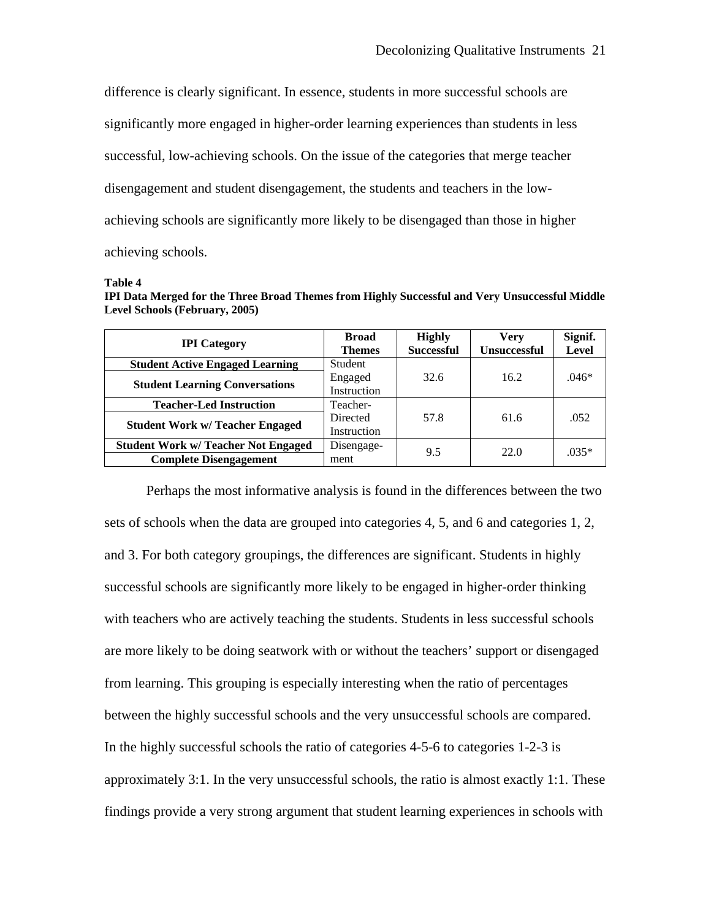difference is clearly significant. In essence, students in more successful schools are significantly more engaged in higher-order learning experiences than students in less successful, low-achieving schools. On the issue of the categories that merge teacher disengagement and student disengagement, the students and teachers in the low-achieving schools are significantly more likely to be disengaged than those in higher achieving schools.

**Table 4**
**IPI Data Merged for the Three Broad Themes from Highly Successful and Very Unsuccessful Middle Level Schools (February, 2005)**

| IPI Category | Broad Themes | Highly Successful | Very Unsuccessful | Signif. Level |
|---|---|---|---|---|
| **Student Active Engaged Learning** | Student Engaged Instruction | 32.6 | 16.2 | .046* |
| **Student Learning Conversations** | | | | |
| **Teacher-Led Instruction** | Teacher-Directed Instruction | 57.8 | 61.6 | .052 |
| **Student Work w/ Teacher Engaged** | | | | |
| **Student Work w/ Teacher Not Engaged** | Disengagement | 9.5 | 22.0 | .035* |
| **Complete Disengagement** | | | | |

Perhaps the most informative analysis is found in the differences between the two sets of schools when the data are grouped into categories 4, 5, and 6 and categories 1, 2, and 3. For both category groupings, the differences are significant. Students in highly successful schools are significantly more likely to be engaged in higher-order thinking with teachers who are actively teaching the students. Students in less successful schools are more likely to be doing seatwork with or without the teachers' support or disengaged from learning. This grouping is especially interesting when the ratio of percentages between the highly successful schools and the very unsuccessful schools are compared. In the highly successful schools the ratio of categories 4-5-6 to categories 1-2-3 is approximately 3:1. In the very unsuccessful schools, the ratio is almost exactly 1:1. These findings provide a very strong argument that student learning experiences in schools with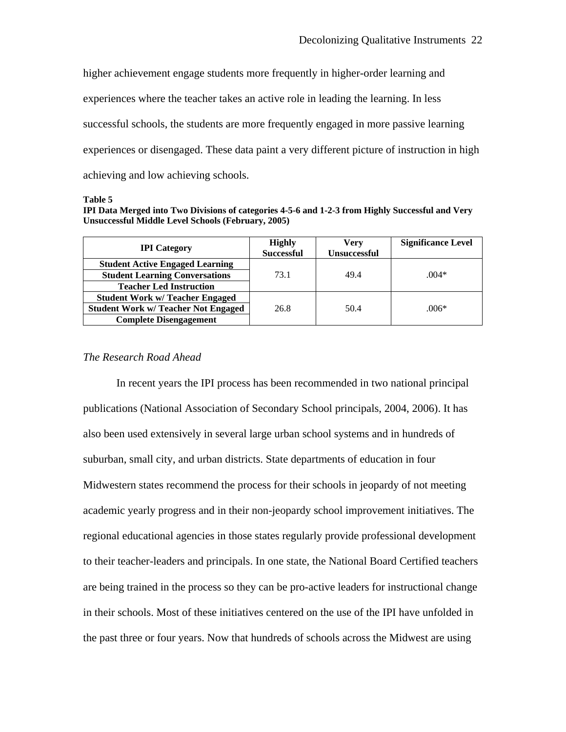higher achievement engage students more frequently in higher-order learning and experiences where the teacher takes an active role in leading the learning. In less successful schools, the students are more frequently engaged in more passive learning experiences or disengaged. These data paint a very different picture of instruction in high achieving and low achieving schools.

**Table 5**
**IPI Data Merged into Two Divisions of categories 4-5-6 and 1-2-3 from Highly Successful and Very Unsuccessful Middle Level Schools (February, 2005)**

| IPI Category | Highly Successful | Very Unsuccessful | Significance Level |
|---|---|---|---|
| Student Active Engaged Learning<br>Student Learning Conversations<br>Teacher Led Instruction | 73.1 | 49.4 | .004* |
| Student Work w/ Teacher Engaged<br>Student Work w/ Teacher Not Engaged<br>Complete Disengagement | 26.8 | 50.4 | .006* |

*The Research Road Ahead*

In recent years the IPI process has been recommended in two national principal publications (National Association of Secondary School principals, 2004, 2006). It has also been used extensively in several large urban school systems and in hundreds of suburban, small city, and urban districts. State departments of education in four Midwestern states recommend the process for their schools in jeopardy of not meeting academic yearly progress and in their non-jeopardy school improvement initiatives. The regional educational agencies in those states regularly provide professional development to their teacher-leaders and principals. In one state, the National Board Certified teachers are being trained in the process so they can be pro-active leaders for instructional change in their schools. Most of these initiatives centered on the use of the IPI have unfolded in the past three or four years. Now that hundreds of schools across the Midwest are using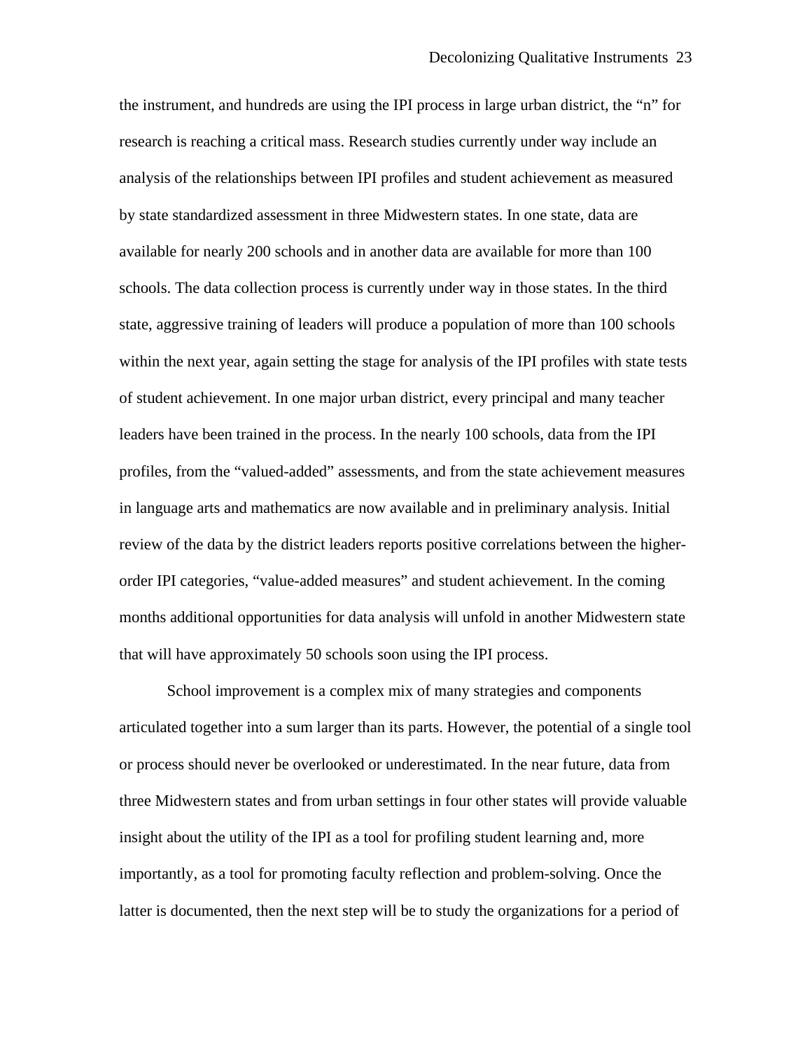the instrument, and hundreds are using the IPI process in large urban district, the "n" for research is reaching a critical mass. Research studies currently under way include an analysis of the relationships between IPI profiles and student achievement as measured by state standardized assessment in three Midwestern states. In one state, data are available for nearly 200 schools and in another data are available for more than 100 schools. The data collection process is currently under way in those states. In the third state, aggressive training of leaders will produce a population of more than 100 schools within the next year, again setting the stage for analysis of the IPI profiles with state tests of student achievement. In one major urban district, every principal and many teacher leaders have been trained in the process. In the nearly 100 schools, data from the IPI profiles, from the "valued-added" assessments, and from the state achievement measures in language arts and mathematics are now available and in preliminary analysis. Initial review of the data by the district leaders reports positive correlations between the higher-order IPI categories, "value-added measures" and student achievement. In the coming months additional opportunities for data analysis will unfold in another Midwestern state that will have approximately 50 schools soon using the IPI process.

School improvement is a complex mix of many strategies and components articulated together into a sum larger than its parts. However, the potential of a single tool or process should never be overlooked or underestimated. In the near future, data from three Midwestern states and from urban settings in four other states will provide valuable insight about the utility of the IPI as a tool for profiling student learning and, more importantly, as a tool for promoting faculty reflection and problem-solving. Once the latter is documented, then the next step will be to study the organizations for a period of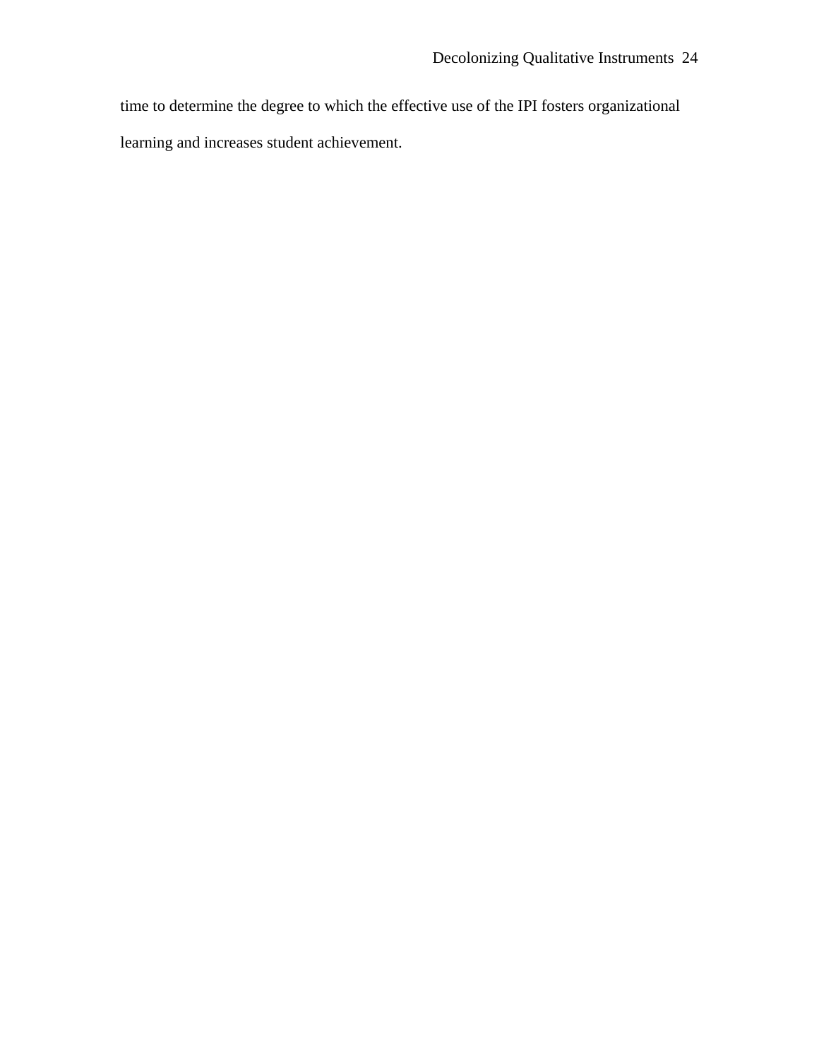time to determine the degree to which the effective use of the IPI fosters organizational learning and increases student achievement.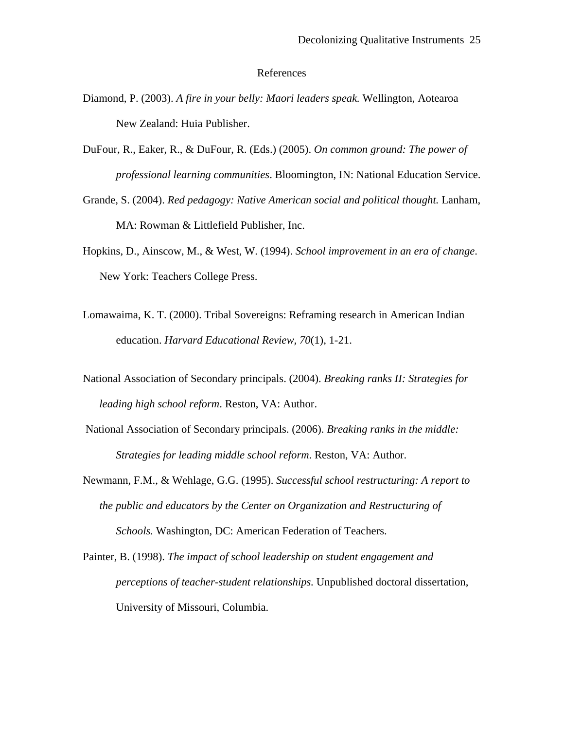# References

Diamond, P. (2003). *A fire in your belly: Maori leaders speak.* Wellington, Aotearoa New Zealand: Huia Publisher.

DuFour, R., Eaker, R., & DuFour, R. (Eds.) (2005). *On common ground: The power of professional learning communities*. Bloomington, IN: National Education Service.

Grande, S. (2004). *Red pedagogy: Native American social and political thought.* Lanham, MA: Rowman & Littlefield Publisher, Inc.

Hopkins, D., Ainscow, M., & West, W. (1994). *School improvement in an era of change*. New York: Teachers College Press.

Lomawaima, K. T. (2000). Tribal Sovereigns: Reframing research in American Indian education. *Harvard Educational Review, 70*(1), 1-21.

National Association of Secondary principals. (2004). *Breaking ranks II: Strategies for leading high school reform*. Reston, VA: Author.

National Association of Secondary principals. (2006). *Breaking ranks in the middle: Strategies for leading middle school reform*. Reston, VA: Author.

Newmann, F.M., & Wehlage, G.G. (1995). *Successful school restructuring: A report to the public and educators by the Center on Organization and Restructuring of Schools.* Washington, DC: American Federation of Teachers.

Painter, B. (1998). *The impact of school leadership on student engagement and perceptions of teacher-student relationships.* Unpublished doctoral dissertation, University of Missouri, Columbia.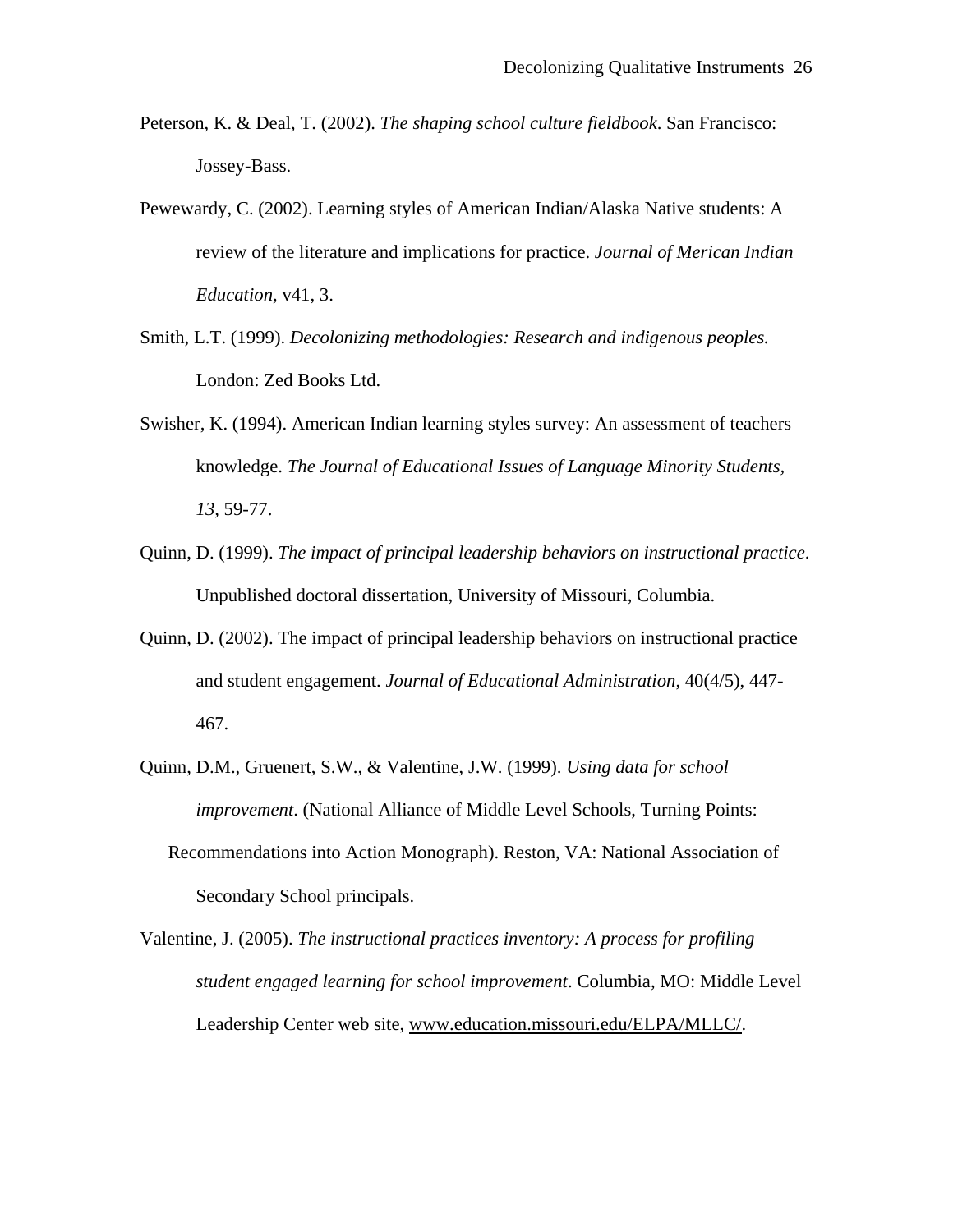Peterson, K. & Deal, T. (2002). *The shaping school culture fieldbook*. San Francisco: Jossey-Bass.

Pewewardy, C. (2002). Learning styles of American Indian/Alaska Native students: A review of the literature and implications for practice. *Journal of Merican Indian Education*, v41, 3.

Smith, L.T. (1999). *Decolonizing methodologies: Research and indigenous peoples.* London: Zed Books Ltd.

Swisher, K. (1994). American Indian learning styles survey: An assessment of teachers knowledge. *The Journal of Educational Issues of Language Minority Students, 13*, 59-77.

Quinn, D. (1999). *The impact of principal leadership behaviors on instructional practice*. Unpublished doctoral dissertation, University of Missouri, Columbia.

Quinn, D. (2002). The impact of principal leadership behaviors on instructional practice and student engagement. *Journal of Educational Administration*, 40(4/5), 447-467.

Quinn, D.M., Gruenert, S.W., & Valentine, J.W. (1999). *Using data for school improvement*. (National Alliance of Middle Level Schools, Turning Points: Recommendations into Action Monograph). Reston, VA: National Association of Secondary School principals.

Valentine, J. (2005). *The instructional practices inventory: A process for profiling student engaged learning for school improvement*. Columbia, MO: Middle Level Leadership Center web site, www.education.missouri.edu/ELPA/MLLC/.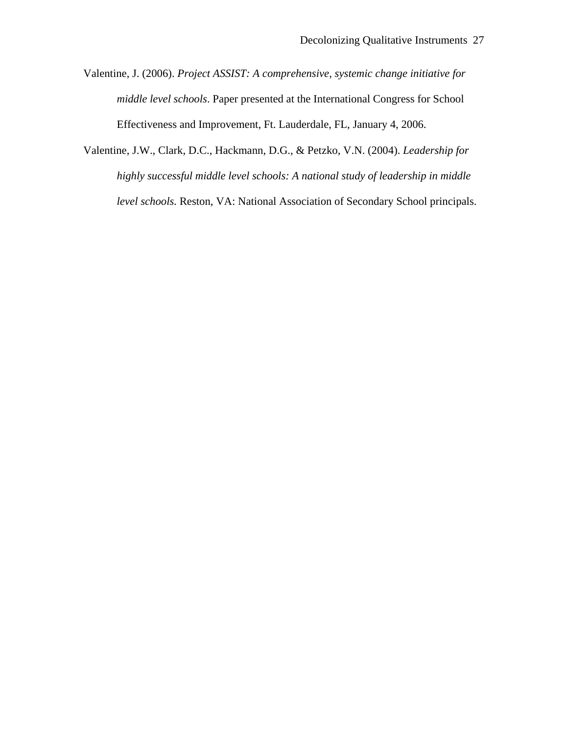Valentine, J. (2006). *Project ASSIST: A comprehensive, systemic change initiative for middle level schools*. Paper presented at the International Congress for School Effectiveness and Improvement, Ft. Lauderdale, FL, January 4, 2006.

Valentine, J.W., Clark, D.C., Hackmann, D.G., & Petzko, V.N. (2004). *Leadership for highly successful middle level schools: A national study of leadership in middle level schools.* Reston, VA: National Association of Secondary School principals.